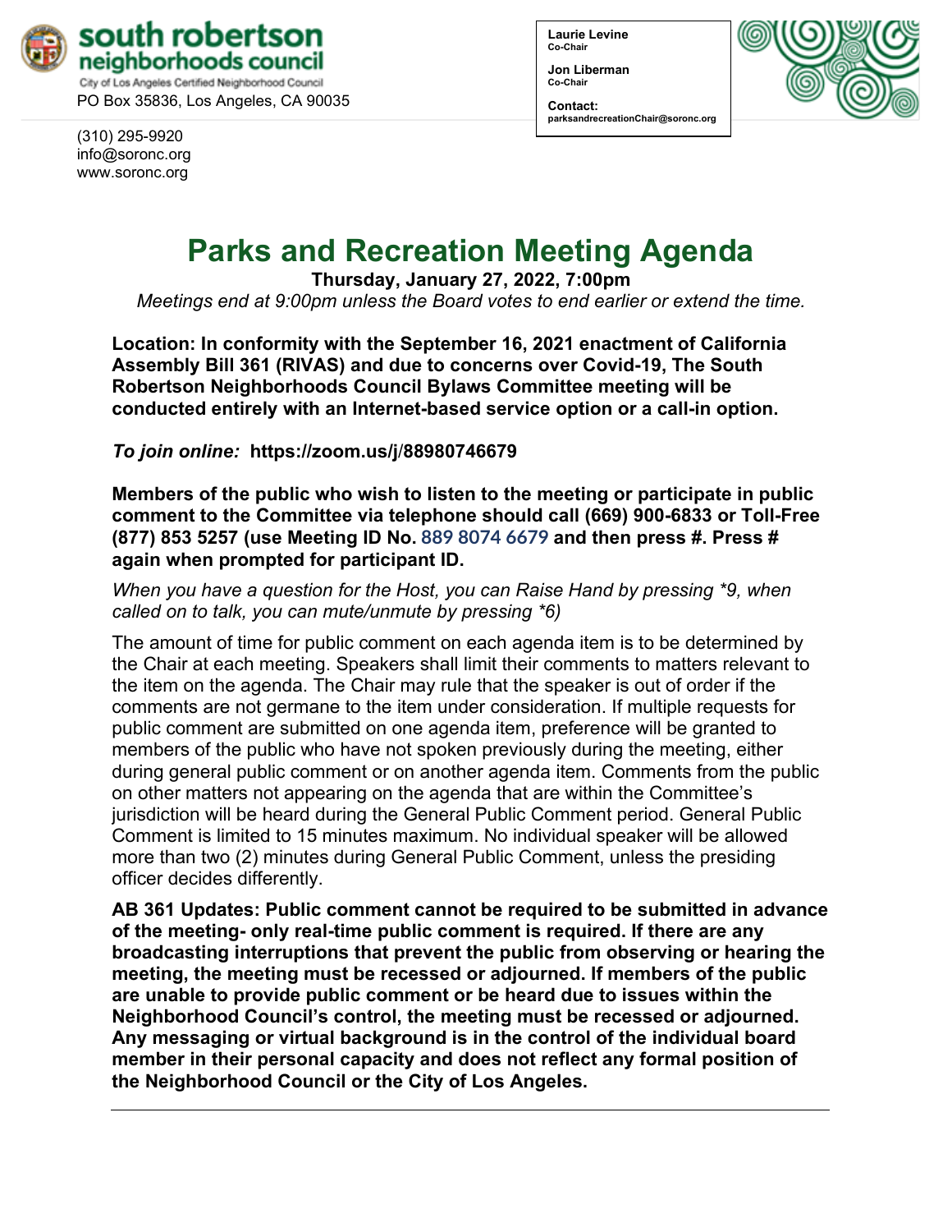**south robertson neighborhoods council**
City of Los Angeles Certified Neighborhood Council
PO Box 35836, Los Angeles, CA 90035

(310) 295-9920
info@soronc.org
www.soronc.org

**Laurie Levine**
Co-Chair

**Jon Liberman**
Co-Chair

**Contact:**
parksandrecreationChair@soronc.org

# Parks and Recreation Meeting Agenda

**Thursday, January 27, 2022, 7:00pm**

*Meetings end at 9:00pm unless the Board votes to end earlier or extend the time.*

**Location: In conformity with the September 16, 2021 enactment of California Assembly Bill 361 (RIVAS) and due to concerns over Covid-19, The South Robertson Neighborhoods Council Bylaws Committee meeting will be conducted entirely with an Internet-based service option or a call-in option.**

***To join online:*** **https://zoom.us/j/88980746679**

**Members of the public who wish to listen to the meeting or participate in public comment to the Committee via telephone should call (669) 900-6833 or Toll-Free (877) 853 5257 (use Meeting ID No. 889 8074 6679 and then press #. Press # again when prompted for participant ID.**

*When you have a question for the Host, you can Raise Hand by pressing *9, when called on to talk, you can mute/unmute by pressing *6)*

The amount of time for public comment on each agenda item is to be determined by the Chair at each meeting. Speakers shall limit their comments to matters relevant to the item on the agenda. The Chair may rule that the speaker is out of order if the comments are not germane to the item under consideration. If multiple requests for public comment are submitted on one agenda item, preference will be granted to members of the public who have not spoken previously during the meeting, either during general public comment or on another agenda item. Comments from the public on other matters not appearing on the agenda that are within the Committee's jurisdiction will be heard during the General Public Comment period. General Public Comment is limited to 15 minutes maximum. No individual speaker will be allowed more than two (2) minutes during General Public Comment, unless the presiding officer decides differently.

**AB 361 Updates: Public comment cannot be required to be submitted in advance of the meeting- only real-time public comment is required. If there are any broadcasting interruptions that prevent the public from observing or hearing the meeting, the meeting must be recessed or adjourned. If members of the public are unable to provide public comment or be heard due to issues within the Neighborhood Council's control, the meeting must be recessed or adjourned. Any messaging or virtual background is in the control of the individual board member in their personal capacity and does not reflect any formal position of the Neighborhood Council or the City of Los Angeles.**

---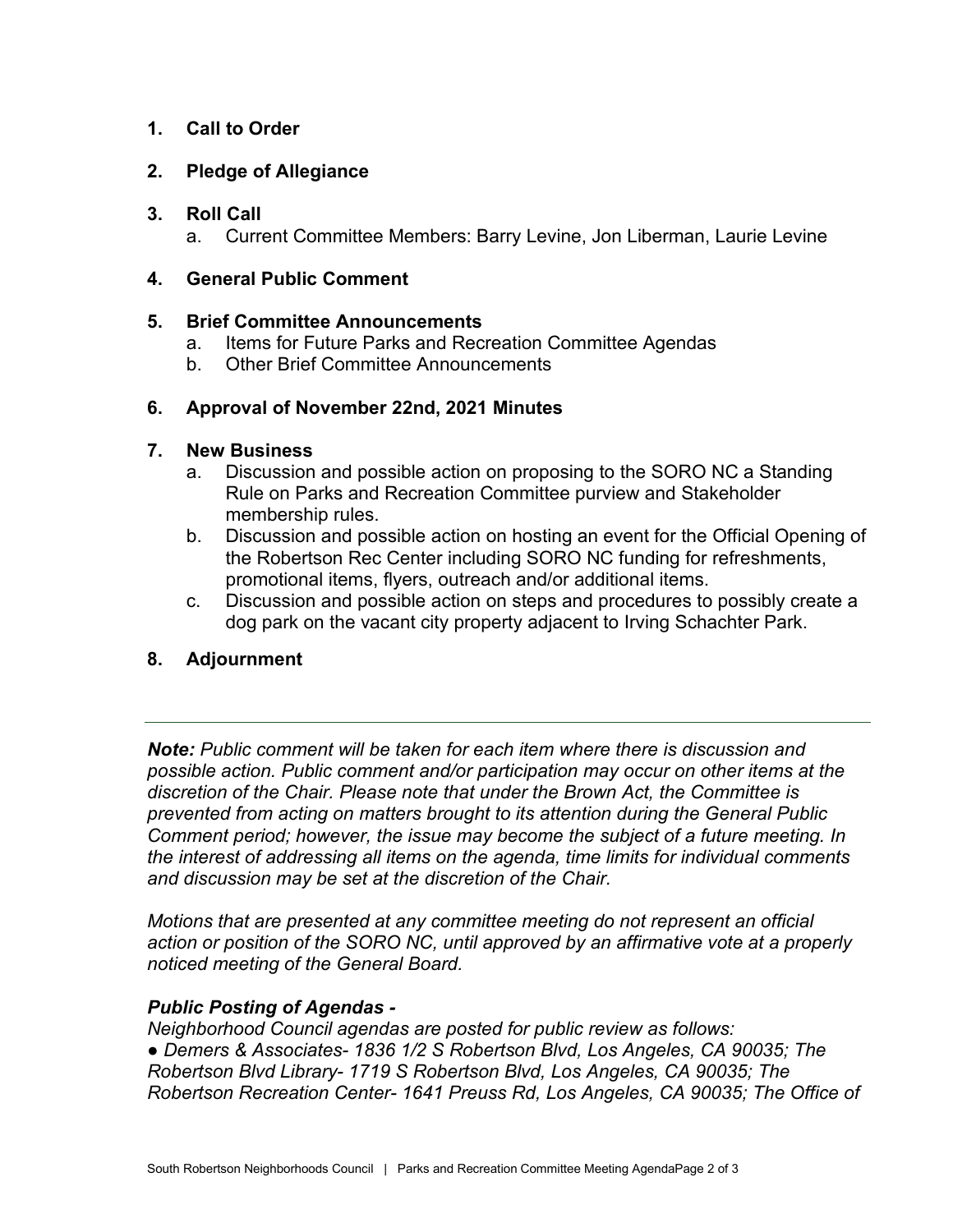1. **Call to Order**

2. **Pledge of Allegiance**

3. **Roll Call**
   a. Current Committee Members: Barry Levine, Jon Liberman, Laurie Levine

4. **General Public Comment**

5. **Brief Committee Announcements**
   a. Items for Future Parks and Recreation Committee Agendas
   b. Other Brief Committee Announcements

6. **Approval of November 22nd, 2021 Minutes**

7. **New Business**
   a. Discussion and possible action on proposing to the SORO NC a Standing Rule on Parks and Recreation Committee purview and Stakeholder membership rules.
   b. Discussion and possible action on hosting an event for the Official Opening of the Robertson Rec Center including SORO NC funding for refreshments, promotional items, flyers, outreach and/or additional items.
   c. Discussion and possible action on steps and procedures to possibly create a dog park on the vacant city property adjacent to Irving Schachter Park.

8. **Adjournment**

---

***Note:*** *Public comment will be taken for each item where there is discussion and possible action. Public comment and/or participation may occur on other items at the discretion of the Chair. Please note that under the Brown Act, the Committee is prevented from acting on matters brought to its attention during the General Public Comment period; however, the issue may become the subject of a future meeting. In the interest of addressing all items on the agenda, time limits for individual comments and discussion may be set at the discretion of the Chair.*

*Motions that are presented at any committee meeting do not represent an official action or position of the SORO NC, until approved by an affirmative vote at a properly noticed meeting of the General Board.*

***Public Posting of Agendas -***

*Neighborhood Council agendas are posted for public review as follows:*

*● Demers & Associates- 1836 1/2 S Robertson Blvd, Los Angeles, CA 90035; The Robertson Blvd Library- 1719 S Robertson Blvd, Los Angeles, CA 90035; The Robertson Recreation Center- 1641 Preuss Rd, Los Angeles, CA 90035; The Office of*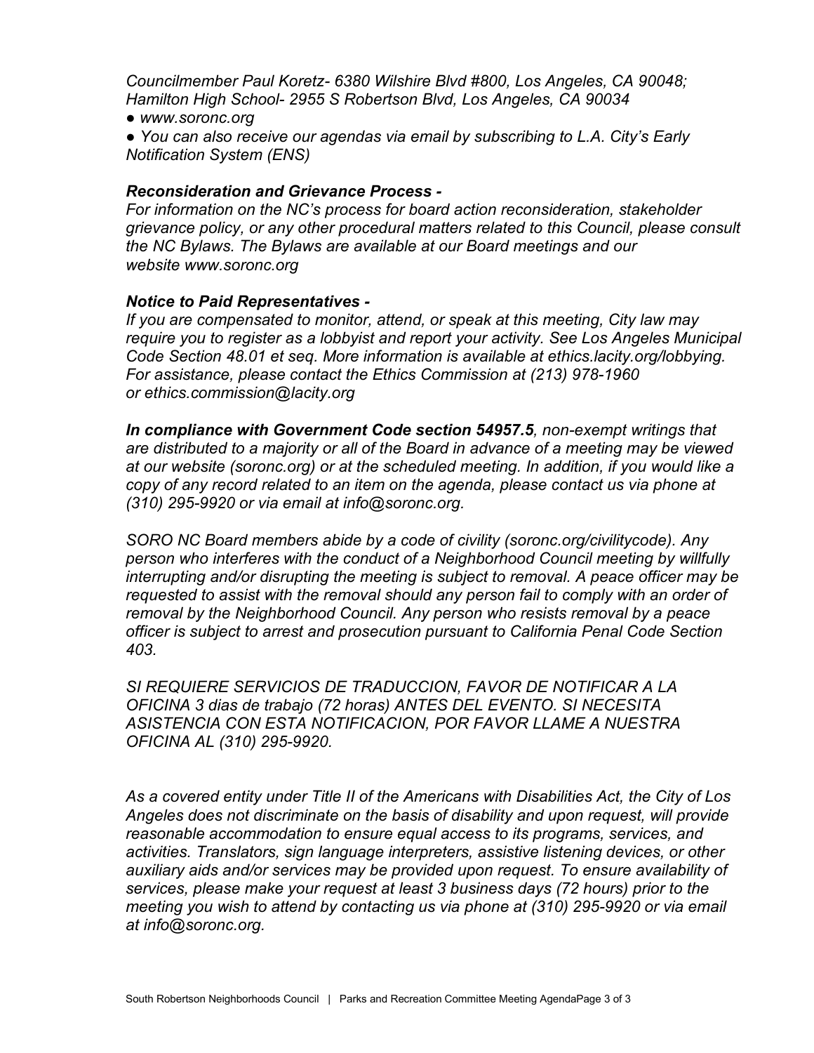*Councilmember Paul Koretz- 6380 Wilshire Blvd #800, Los Angeles, CA 90048; Hamilton High School- 2955 S Robertson Blvd, Los Angeles, CA 90034*

- *www.soronc.org*
- *You can also receive our agendas via email by subscribing to L.A. City's Early Notification System (ENS)*

***Reconciliation and Grievance Process -***

*For information on the NC's process for board action reconsideration, stakeholder grievance policy, or any other procedural matters related to this Council, please consult the NC Bylaws. The Bylaws are available at our Board meetings and our website www.soronc.org*

***Notice to Paid Representatives -***

*If you are compensated to monitor, attend, or speak at this meeting, City law may require you to register as a lobbyist and report your activity. See Los Angeles Municipal Code Section 48.01 et seq. More information is available at ethics.lacity.org/lobbying. For assistance, please contact the Ethics Commission at (213) 978-1960 or ethics.commission@lacity.org*

***In compliance with Government Code section 54957.5****, non-exempt writings that are distributed to a majority or all of the Board in advance of a meeting may be viewed at our website (soronc.org) or at the scheduled meeting. In addition, if you would like a copy of any record related to an item on the agenda, please contact us via phone at (310) 295-9920 or via email at info@soronc.org.*

*SORO NC Board members abide by a code of civility (soronc.org/civilitycode). Any person who interferes with the conduct of a Neighborhood Council meeting by willfully interrupting and/or disrupting the meeting is subject to removal. A peace officer may be requested to assist with the removal should any person fail to comply with an order of removal by the Neighborhood Council. Any person who resists removal by a peace officer is subject to arrest and prosecution pursuant to California Penal Code Section 403.*

*SI REQUIERE SERVICIOS DE TRADUCCION, FAVOR DE NOTIFICAR A LA OFICINA 3 dias de trabajo (72 horas) ANTES DEL EVENTO. SI NECESITA ASISTENCIA CON ESTA NOTIFICACION, POR FAVOR LLAME A NUESTRA OFICINA AL (310) 295-9920.*

*As a covered entity under Title II of the Americans with Disabilities Act, the City of Los Angeles does not discriminate on the basis of disability and upon request, will provide reasonable accommodation to ensure equal access to its programs, services, and activities. Translators, sign language interpreters, assistive listening devices, or other auxiliary aids and/or services may be provided upon request. To ensure availability of services, please make your request at least 3 business days (72 hours) prior to the meeting you wish to attend by contacting us via phone at (310) 295-9920 or via email at info@soronc.org.*

*Councilmember Paul Koretz- 6380 Wilshire Blvd #800, Los Angeles, CA 90048; Hamilton High School- 2955 S Robertson Blvd, Los Angeles, CA 90034*

- *www.soronc.org*
- *You can also receive our agendas via email by subscribing to L.A. City's Early Notification System (ENS)*

***Reconsideration and Grievance Process -***

*For information on the NC's process for board action reconsideration, stakeholder grievance policy, or any other procedural matters related to this Council, please consult the NC Bylaws. The Bylaws are available at our Board meetings and our website www.soronc.org*

***Notice to Paid Representatives -***

*If you are compensated to monitor, attend, or speak at this meeting, City law may require you to register as a lobbyist and report your activity. See Los Angeles Municipal Code Section 48.01 et seq. More information is available at ethics.lacity.org/lobbying. For assistance, please contact the Ethics Commission at (213) 978-1960 or ethics.commission@lacity.org*

***In compliance with Government Code section 54957.5****, non-exempt writings that are distributed to a majority or all of the Board in advance of a meeting may be viewed at our website (soronc.org) or at the scheduled meeting. In addition, if you would like a copy of any record related to an item on the agenda, please contact us via phone at (310) 295-9920 or via email at info@soronc.org.*

*SORO NC Board members abide by a code of civility (soronc.org/civilitycode). Any person who interferes with the conduct of a Neighborhood Council meeting by willfully interrupting and/or disrupting the meeting is subject to removal. A peace officer may be requested to assist with the removal should any person fail to comply with an order of removal by the Neighborhood Council. Any person who resists removal by a peace officer is subject to arrest and prosecution pursuant to California Penal Code Section 403.*

*SI REQUIERE SERVICIOS DE TRADUCCION, FAVOR DE NOTIFICAR A LA OFICINA 3 dias de trabajo (72 horas) ANTES DEL EVENTO. SI NECESITA ASISTENCIA CON ESTA NOTIFICACION, POR FAVOR LLAME A NUESTRA OFICINA AL (310) 295-9920.*

*As a covered entity under Title II of the Americans with Disabilities Act, the City of Los Angeles does not discriminate on the basis of disability and upon request, will provide reasonable accommodation to ensure equal access to its programs, services, and activities. Translators, sign language interpreters, assistive listening devices, or other auxiliary aids and/or services may be provided upon request. To ensure availability of services, please make your request at least 3 business days (72 hours) prior to the meeting you wish to attend by contacting us via phone at (310) 295-9920 or via email at info@soronc.org.*